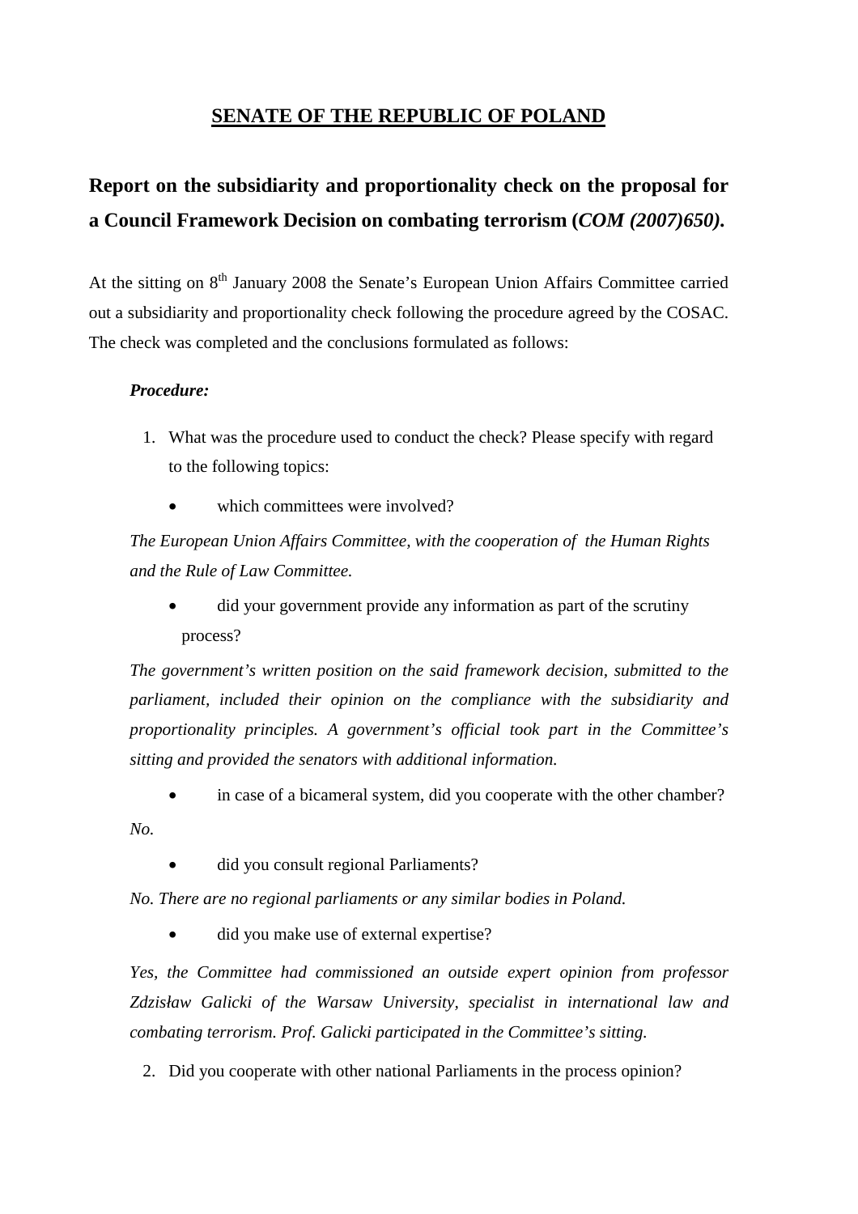# SENATE OF THE REPUBLIC OF POLAND

## Report on the subsidiarity and proportionality check on the proposal for a Council Framework Decision on combating terrorism (*COM (2007)650)*.

At the sitting on 8th January 2008 the Senate's European Union Affairs Committee carried out a subsidiarity and proportionality check following the procedure agreed by the COSAC. The check was completed and the conclusions formulated as follows:

***Procedure:***

1. What was the procedure used to conduct the check? Please specify with regard to the following topics:

   - which committees were involved?

*The European Union Affairs Committee, with the cooperation of the Human Rights and the Rule of Law Committee.*

   - did your government provide any information as part of the scrutiny process?

*The government's written position on the said framework decision, submitted to the parliament, included their opinion on the compliance with the subsidiarity and proportionality principles. A government's official took part in the Committee's sitting and provided the senators with additional information.*

   - in case of a bicameral system, did you cooperate with the other chamber?

*No.*

   - did you consult regional Parliaments?

*No. There are no regional parliaments or any similar bodies in Poland.*

   - did you make use of external expertise?

*Yes, the Committee had commissioned an outside expert opinion from professor Zdzisław Galicki of the Warsaw University, specialist in international law and combating terrorism. Prof. Galicki participated in the Committee's sitting.*

2. Did you cooperate with other national Parliaments in the process opinion?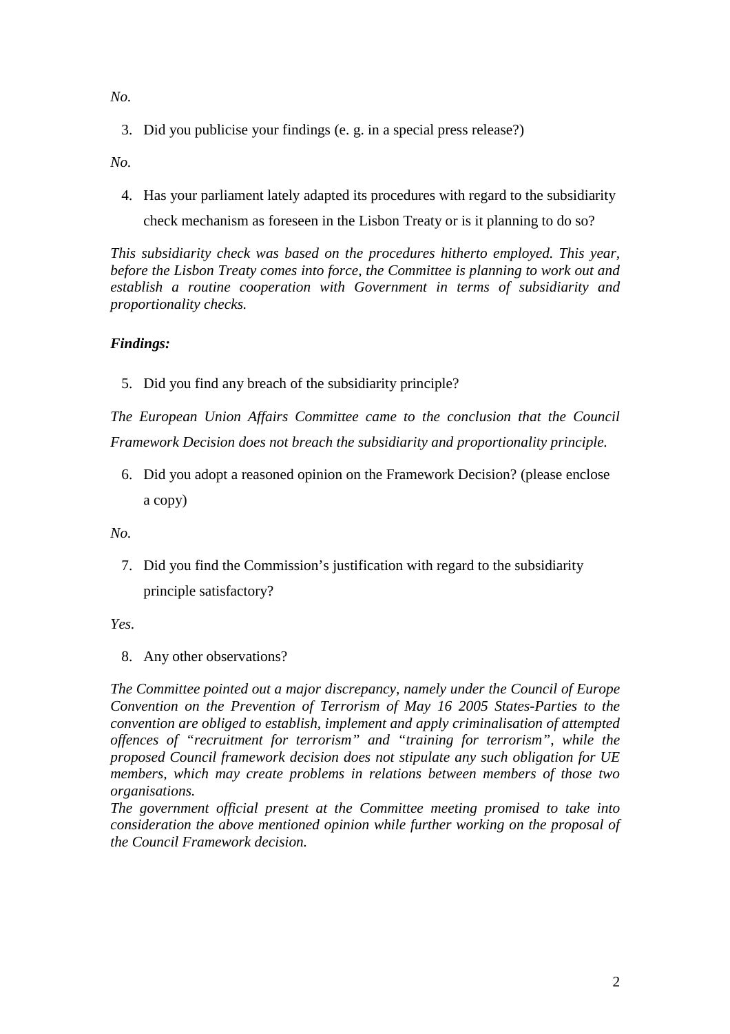*No.*

3. Did you publicise your findings (e. g. in a special press release?)

*No.*

4. Has your parliament lately adapted its procedures with regard to the subsidiarity check mechanism as foreseen in the Lisbon Treaty or is it planning to do so?

*This subsidiarity check was based on the procedures hitherto employed. This year, before the Lisbon Treaty comes into force, the Committee is planning to work out and establish a routine cooperation with Government in terms of subsidiarity and proportionality checks.*

***Findings:***

5. Did you find any breach of the subsidiarity principle?

*The European Union Affairs Committee came to the conclusion that the Council Framework Decision does not breach the subsidiarity and proportionality principle.*

6. Did you adopt a reasoned opinion on the Framework Decision? (please enclose a copy)

*No.*

7. Did you find the Commission's justification with regard to the subsidiarity principle satisfactory?

*Yes.*

8. Any other observations?

*The Committee pointed out a major discrepancy, namely under the Council of Europe Convention on the Prevention of Terrorism of May 16 2005 States-Parties to the convention are obliged to establish, implement and apply criminalisation of attempted offences of "recruitment for terrorism" and "training for terrorism", while the proposed Council framework decision does not stipulate any such obligation for UE members, which may create problems in relations between members of those two organisations.*
*The government official present at the Committee meeting promised to take into consideration the above mentioned opinion while further working on the proposal of the Council Framework decision.*